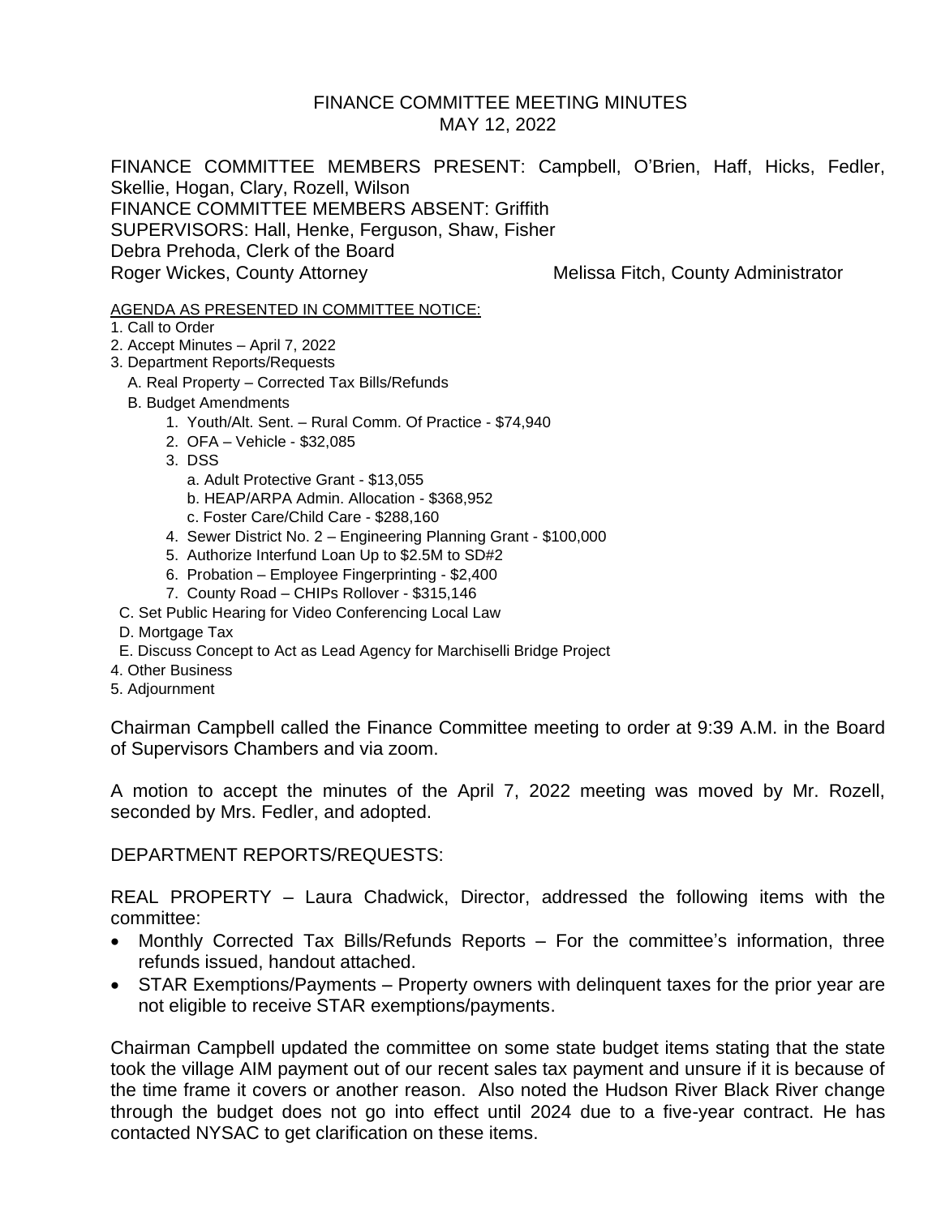# FINANCE COMMITTEE MEETING MINUTES
## MAY 12, 2022

FINANCE COMMITTEE MEMBERS PRESENT: Campbell, O'Brien, Haff, Hicks, Fedler, Skellie, Hogan, Clary, Rozell, Wilson
FINANCE COMMITTEE MEMBERS ABSENT: Griffith
SUPERVISORS: Hall, Henke, Ferguson, Shaw, Fisher
Debra Prehoda, Clerk of the Board
Roger Wickes, County Attorney  Melissa Fitch, County Administrator

AGENDA AS PRESENTED IN COMMITTEE NOTICE:

1. Call to Order
2. Accept Minutes – April 7, 2022
3. Department Reports/Requests
   A. Real Property – Corrected Tax Bills/Refunds
   B. Budget Amendments
      1. Youth/Alt. Sent. – Rural Comm. Of Practice - $74,940
      2. OFA – Vehicle - $32,085
      3. DSS
         a. Adult Protective Grant - $13,055
         b. HEAP/ARPA Admin. Allocation - $368,952
         c. Foster Care/Child Care - $288,160
      4. Sewer District No. 2 – Engineering Planning Grant - $100,000
      5. Authorize Interfund Loan Up to $2.5M to SD#2
      6. Probation – Employee Fingerprinting - $2,400
      7. County Road – CHIPs Rollover - $315,146
   C. Set Public Hearing for Video Conferencing Local Law
   D. Mortgage Tax
   E. Discuss Concept to Act as Lead Agency for Marchiselli Bridge Project
4. Other Business
5. Adjournment

Chairman Campbell called the Finance Committee meeting to order at 9:39 A.M. in the Board of Supervisors Chambers and via zoom.

A motion to accept the minutes of the April 7, 2022 meeting was moved by Mr. Rozell, seconded by Mrs. Fedler, and adopted.

DEPARTMENT REPORTS/REQUESTS:

REAL PROPERTY – Laura Chadwick, Director, addressed the following items with the committee:

- Monthly Corrected Tax Bills/Refunds Reports – For the committee's information, three refunds issued, handout attached.
- STAR Exemptions/Payments – Property owners with delinquent taxes for the prior year are not eligible to receive STAR exemptions/payments.

Chairman Campbell updated the committee on some state budget items stating that the state took the village AIM payment out of our recent sales tax payment and unsure if it is because of the time frame it covers or another reason. Also noted the Hudson River Black River change through the budget does not go into effect until 2024 due to a five-year contract. He has contacted NYSAC to get clarification on these items.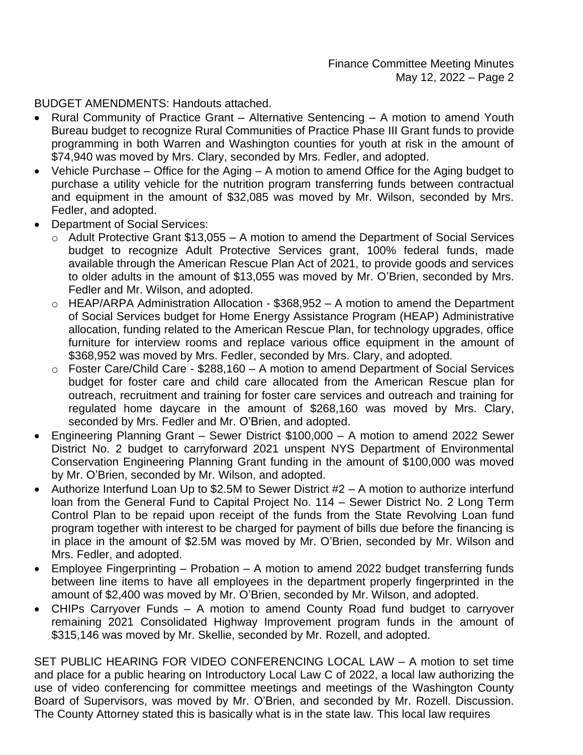BUDGET AMENDMENTS: Handouts attached.

- Rural Community of Practice Grant – Alternative Sentencing – A motion to amend Youth Bureau budget to recognize Rural Communities of Practice Phase III Grant funds to provide programming in both Warren and Washington counties for youth at risk in the amount of $74,940 was moved by Mrs. Clary, seconded by Mrs. Fedler, and adopted.
- Vehicle Purchase – Office for the Aging – A motion to amend Office for the Aging budget to purchase a utility vehicle for the nutrition program transferring funds between contractual and equipment in the amount of $32,085 was moved by Mr. Wilson, seconded by Mrs. Fedler, and adopted.
- Department of Social Services:
  - Adult Protective Grant $13,055 – A motion to amend the Department of Social Services budget to recognize Adult Protective Services grant, 100% federal funds, made available through the American Rescue Plan Act of 2021, to provide goods and services to older adults in the amount of $13,055 was moved by Mr. O'Brien, seconded by Mrs. Fedler and Mr. Wilson, and adopted.
  - HEAP/ARPA Administration Allocation - $368,952 – A motion to amend the Department of Social Services budget for Home Energy Assistance Program (HEAP) Administrative allocation, funding related to the American Rescue Plan, for technology upgrades, office furniture for interview rooms and replace various office equipment in the amount of $368,952 was moved by Mrs. Fedler, seconded by Mrs. Clary, and adopted.
  - Foster Care/Child Care - $288,160 – A motion to amend Department of Social Services budget for foster care and child care allocated from the American Rescue plan for outreach, recruitment and training for foster care services and outreach and training for regulated home daycare in the amount of $268,160 was moved by Mrs. Clary, seconded by Mrs. Fedler and Mr. O'Brien, and adopted.
- Engineering Planning Grant – Sewer District $100,000 – A motion to amend 2022 Sewer District No. 2 budget to carryforward 2021 unspent NYS Department of Environmental Conservation Engineering Planning Grant funding in the amount of $100,000 was moved by Mr. O'Brien, seconded by Mr. Wilson, and adopted.
- Authorize Interfund Loan Up to $2.5M to Sewer District #2 – A motion to authorize interfund loan from the General Fund to Capital Project No. 114 – Sewer District No. 2 Long Term Control Plan to be repaid upon receipt of the funds from the State Revolving Loan fund program together with interest to be charged for payment of bills due before the financing is in place in the amount of $2.5M was moved by Mr. O'Brien, seconded by Mr. Wilson and Mrs. Fedler, and adopted.
- Employee Fingerprinting – Probation – A motion to amend 2022 budget transferring funds between line items to have all employees in the department properly fingerprinted in the amount of $2,400 was moved by Mr. O'Brien, seconded by Mr. Wilson, and adopted.
- CHIPs Carryover Funds – A motion to amend County Road fund budget to carryover remaining 2021 Consolidated Highway Improvement program funds in the amount of $315,146 was moved by Mr. Skellie, seconded by Mr. Rozell, and adopted.

SET PUBLIC HEARING FOR VIDEO CONFERENCING LOCAL LAW – A motion to set time and place for a public hearing on Introductory Local Law C of 2022, a local law authorizing the use of video conferencing for committee meetings and meetings of the Washington County Board of Supervisors, was moved by Mr. O'Brien, and seconded by Mr. Rozell. Discussion. The County Attorney stated this is basically what is in the state law. This local law requires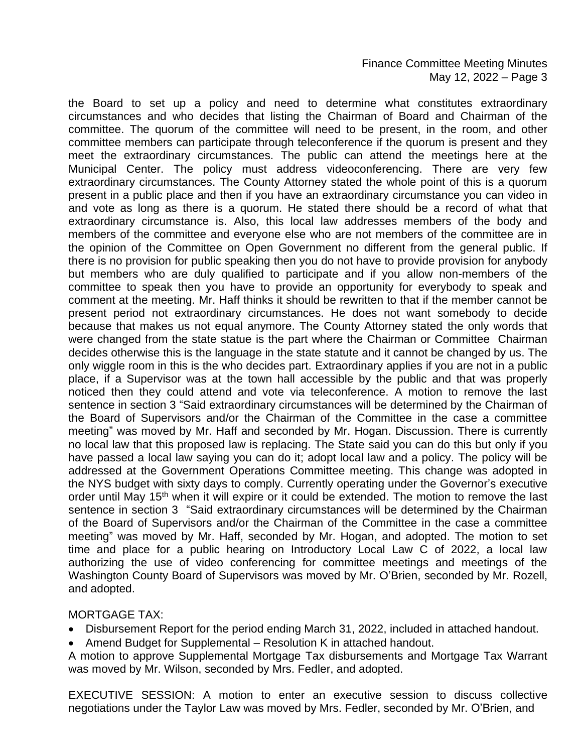the Board to set up a policy and need to determine what constitutes extraordinary circumstances and who decides that listing the Chairman of Board and Chairman of the committee. The quorum of the committee will need to be present, in the room, and other committee members can participate through teleconference if the quorum is present and they meet the extraordinary circumstances. The public can attend the meetings here at the Municipal Center. The policy must address videoconferencing. There are very few extraordinary circumstances. The County Attorney stated the whole point of this is a quorum present in a public place and then if you have an extraordinary circumstance you can video in and vote as long as there is a quorum. He stated there should be a record of what that extraordinary circumstance is. Also, this local law addresses members of the body and members of the committee and everyone else who are not members of the committee are in the opinion of the Committee on Open Government no different from the general public. If there is no provision for public speaking then you do not have to provide provision for anybody but members who are duly qualified to participate and if you allow non-members of the committee to speak then you have to provide an opportunity for everybody to speak and comment at the meeting. Mr. Haff thinks it should be rewritten to that if the member cannot be present period not extraordinary circumstances. He does not want somebody to decide because that makes us not equal anymore. The County Attorney stated the only words that were changed from the state statue is the part where the Chairman or Committee Chairman decides otherwise this is the language in the state statute and it cannot be changed by us. The only wiggle room in this is the who decides part. Extraordinary applies if you are not in a public place, if a Supervisor was at the town hall accessible by the public and that was properly noticed then they could attend and vote via teleconference. A motion to remove the last sentence in section 3 "Said extraordinary circumstances will be determined by the Chairman of the Board of Supervisors and/or the Chairman of the Committee in the case a committee meeting" was moved by Mr. Haff and seconded by Mr. Hogan. Discussion. There is currently no local law that this proposed law is replacing. The State said you can do this but only if you have passed a local law saying you can do it; adopt local law and a policy. The policy will be addressed at the Government Operations Committee meeting. This change was adopted in the NYS budget with sixty days to comply. Currently operating under the Governor's executive order until May 15th when it will expire or it could be extended. The motion to remove the last sentence in section 3 "Said extraordinary circumstances will be determined by the Chairman of the Board of Supervisors and/or the Chairman of the Committee in the case a committee meeting" was moved by Mr. Haff, seconded by Mr. Hogan, and adopted. The motion to set time and place for a public hearing on Introductory Local Law C of 2022, a local law authorizing the use of video conferencing for committee meetings and meetings of the Washington County Board of Supervisors was moved by Mr. O'Brien, seconded by Mr. Rozell, and adopted.

MORTGAGE TAX:

- Disbursement Report for the period ending March 31, 2022, included in attached handout.
- Amend Budget for Supplemental – Resolution K in attached handout.

A motion to approve Supplemental Mortgage Tax disbursements and Mortgage Tax Warrant was moved by Mr. Wilson, seconded by Mrs. Fedler, and adopted.

EXECUTIVE SESSION: A motion to enter an executive session to discuss collective negotiations under the Taylor Law was moved by Mrs. Fedler, seconded by Mr. O'Brien, and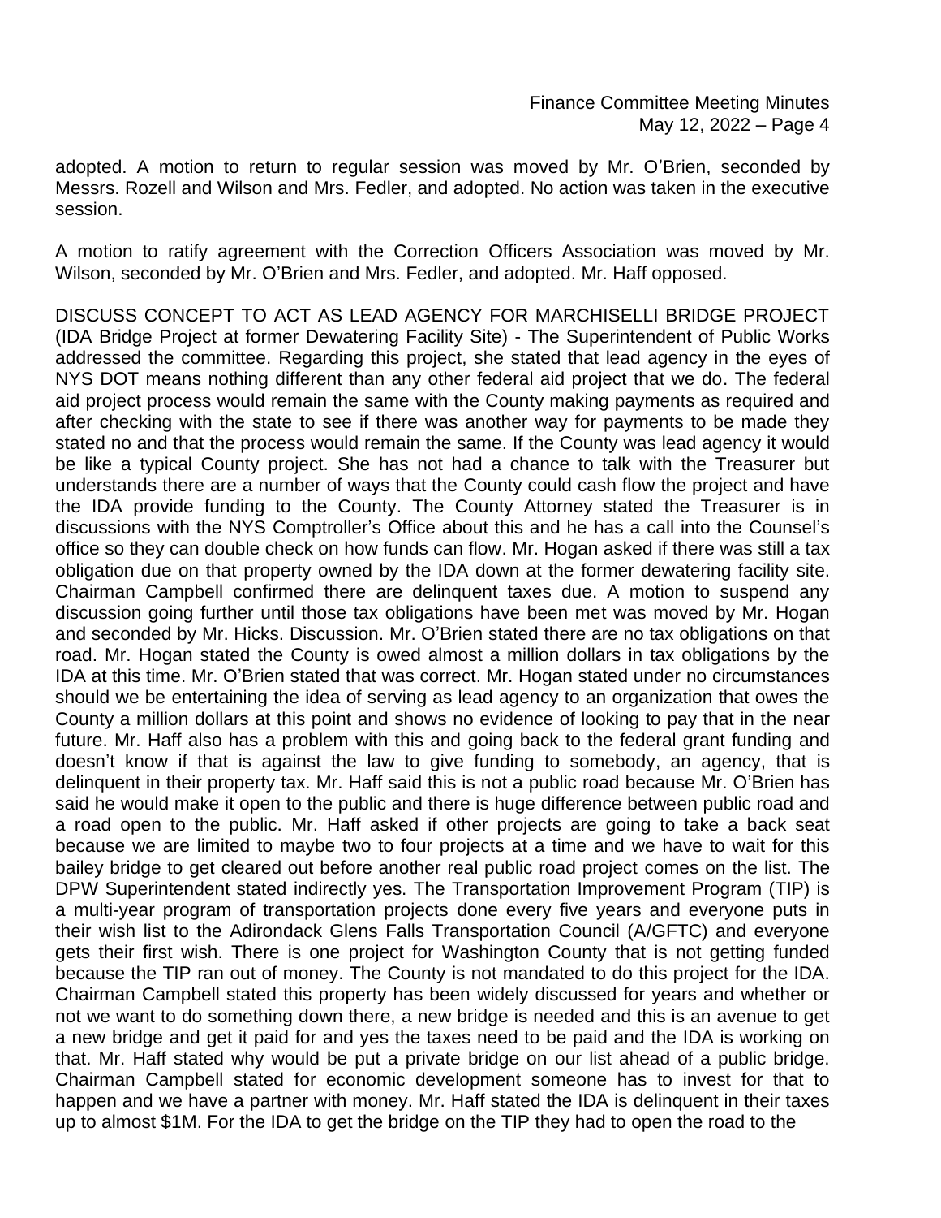adopted. A motion to return to regular session was moved by Mr. O'Brien, seconded by Messrs. Rozell and Wilson and Mrs. Fedler, and adopted. No action was taken in the executive session.

A motion to ratify agreement with the Correction Officers Association was moved by Mr. Wilson, seconded by Mr. O'Brien and Mrs. Fedler, and adopted. Mr. Haff opposed.

DISCUSS CONCEPT TO ACT AS LEAD AGENCY FOR MARCHISELLI BRIDGE PROJECT (IDA Bridge Project at former Dewatering Facility Site) - The Superintendent of Public Works addressed the committee. Regarding this project, she stated that lead agency in the eyes of NYS DOT means nothing different than any other federal aid project that we do. The federal aid project process would remain the same with the County making payments as required and after checking with the state to see if there was another way for payments to be made they stated no and that the process would remain the same. If the County was lead agency it would be like a typical County project. She has not had a chance to talk with the Treasurer but understands there are a number of ways that the County could cash flow the project and have the IDA provide funding to the County. The County Attorney stated the Treasurer is in discussions with the NYS Comptroller's Office about this and he has a call into the Counsel's office so they can double check on how funds can flow. Mr. Hogan asked if there was still a tax obligation due on that property owned by the IDA down at the former dewatering facility site. Chairman Campbell confirmed there are delinquent taxes due. A motion to suspend any discussion going further until those tax obligations have been met was moved by Mr. Hogan and seconded by Mr. Hicks. Discussion. Mr. O'Brien stated there are no tax obligations on that road. Mr. Hogan stated the County is owed almost a million dollars in tax obligations by the IDA at this time. Mr. O'Brien stated that was correct. Mr. Hogan stated under no circumstances should we be entertaining the idea of serving as lead agency to an organization that owes the County a million dollars at this point and shows no evidence of looking to pay that in the near future. Mr. Haff also has a problem with this and going back to the federal grant funding and doesn't know if that is against the law to give funding to somebody, an agency, that is delinquent in their property tax. Mr. Haff said this is not a public road because Mr. O'Brien has said he would make it open to the public and there is huge difference between public road and a road open to the public. Mr. Haff asked if other projects are going to take a back seat because we are limited to maybe two to four projects at a time and we have to wait for this bailey bridge to get cleared out before another real public road project comes on the list. The DPW Superintendent stated indirectly yes. The Transportation Improvement Program (TIP) is a multi-year program of transportation projects done every five years and everyone puts in their wish list to the Adirondack Glens Falls Transportation Council (A/GFTC) and everyone gets their first wish. There is one project for Washington County that is not getting funded because the TIP ran out of money. The County is not mandated to do this project for the IDA. Chairman Campbell stated this property has been widely discussed for years and whether or not we want to do something down there, a new bridge is needed and this is an avenue to get a new bridge and get it paid for and yes the taxes need to be paid and the IDA is working on that. Mr. Haff stated why would be put a private bridge on our list ahead of a public bridge. Chairman Campbell stated for economic development someone has to invest for that to happen and we have a partner with money. Mr. Haff stated the IDA is delinquent in their taxes up to almost $1M. For the IDA to get the bridge on the TIP they had to open the road to the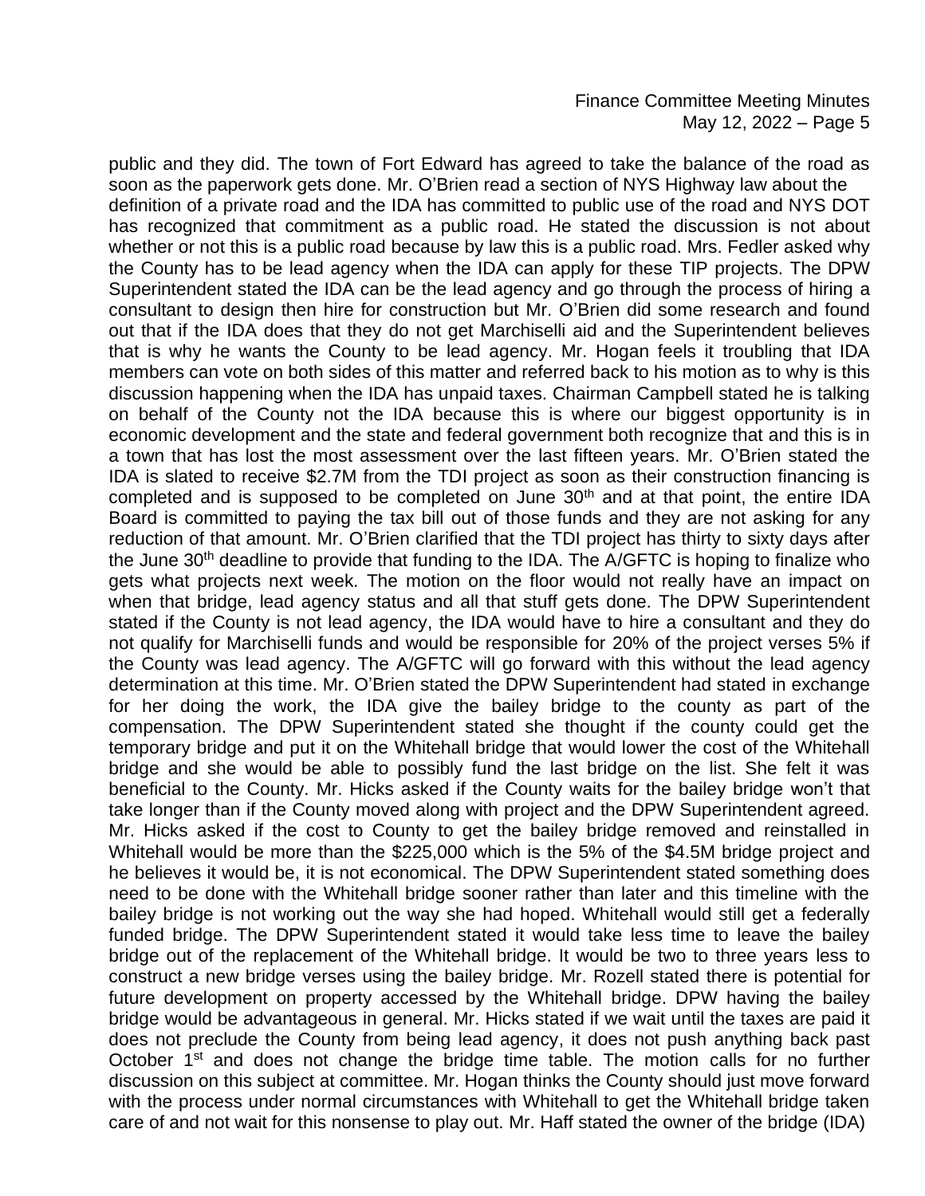public and they did. The town of Fort Edward has agreed to take the balance of the road as soon as the paperwork gets done. Mr. O'Brien read a section of NYS Highway law about the definition of a private road and the IDA has committed to public use of the road and NYS DOT has recognized that commitment as a public road. He stated the discussion is not about whether or not this is a public road because by law this is a public road. Mrs. Fedler asked why the County has to be lead agency when the IDA can apply for these TIP projects. The DPW Superintendent stated the IDA can be the lead agency and go through the process of hiring a consultant to design then hire for construction but Mr. O'Brien did some research and found out that if the IDA does that they do not get Marchiselli aid and the Superintendent believes that is why he wants the County to be lead agency. Mr. Hogan feels it troubling that IDA members can vote on both sides of this matter and referred back to his motion as to why is this discussion happening when the IDA has unpaid taxes. Chairman Campbell stated he is talking on behalf of the County not the IDA because this is where our biggest opportunity is in economic development and the state and federal government both recognize that and this is in a town that has lost the most assessment over the last fifteen years. Mr. O'Brien stated the IDA is slated to receive \$2.7M from the TDI project as soon as their construction financing is completed and is supposed to be completed on June 30th and at that point, the entire IDA Board is committed to paying the tax bill out of those funds and they are not asking for any reduction of that amount. Mr. O'Brien clarified that the TDI project has thirty to sixty days after the June 30th deadline to provide that funding to the IDA. The A/GFTC is hoping to finalize who gets what projects next week. The motion on the floor would not really have an impact on when that bridge, lead agency status and all that stuff gets done. The DPW Superintendent stated if the County is not lead agency, the IDA would have to hire a consultant and they do not qualify for Marchiselli funds and would be responsible for 20% of the project verses 5% if the County was lead agency. The A/GFTC will go forward with this without the lead agency determination at this time. Mr. O'Brien stated the DPW Superintendent had stated in exchange for her doing the work, the IDA give the bailey bridge to the county as part of the compensation. The DPW Superintendent stated she thought if the county could get the temporary bridge and put it on the Whitehall bridge that would lower the cost of the Whitehall bridge and she would be able to possibly fund the last bridge on the list. She felt it was beneficial to the County. Mr. Hicks asked if the County waits for the bailey bridge won't that take longer than if the County moved along with project and the DPW Superintendent agreed. Mr. Hicks asked if the cost to County to get the bailey bridge removed and reinstalled in Whitehall would be more than the \$225,000 which is the 5% of the \$4.5M bridge project and he believes it would be, it is not economical. The DPW Superintendent stated something does need to be done with the Whitehall bridge sooner rather than later and this timeline with the bailey bridge is not working out the way she had hoped. Whitehall would still get a federally funded bridge. The DPW Superintendent stated it would take less time to leave the bailey bridge out of the replacement of the Whitehall bridge. It would be two to three years less to construct a new bridge verses using the bailey bridge. Mr. Rozell stated there is potential for future development on property accessed by the Whitehall bridge. DPW having the bailey bridge would be advantageous in general. Mr. Hicks stated if we wait until the taxes are paid it does not preclude the County from being lead agency, it does not push anything back past October 1st and does not change the bridge time table. The motion calls for no further discussion on this subject at committee. Mr. Hogan thinks the County should just move forward with the process under normal circumstances with Whitehall to get the Whitehall bridge taken care of and not wait for this nonsense to play out. Mr. Haff stated the owner of the bridge (IDA)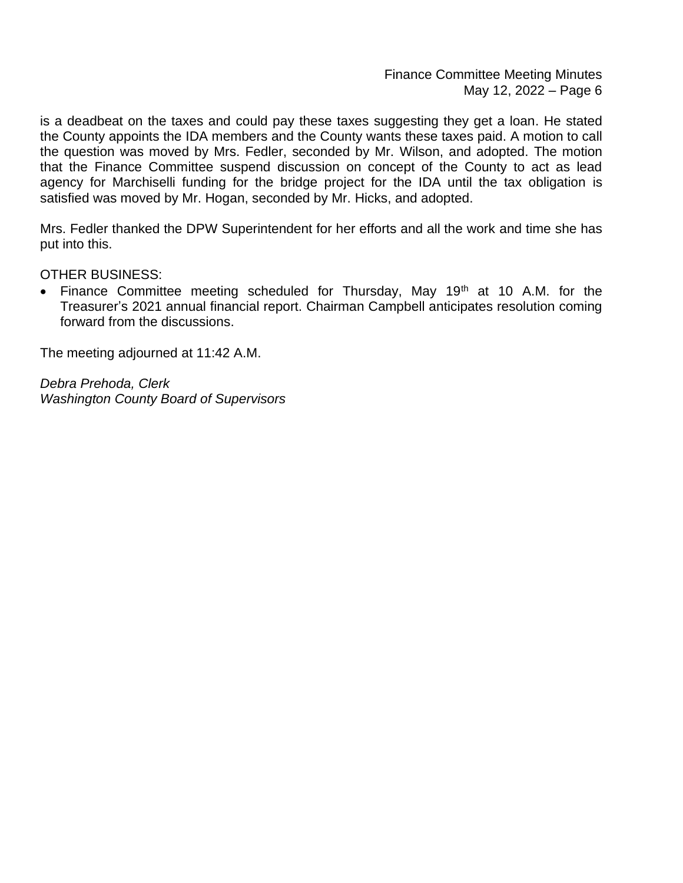is a deadbeat on the taxes and could pay these taxes suggesting they get a loan. He stated the County appoints the IDA members and the County wants these taxes paid. A motion to call the question was moved by Mrs. Fedler, seconded by Mr. Wilson, and adopted. The motion that the Finance Committee suspend discussion on concept of the County to act as lead agency for Marchiselli funding for the bridge project for the IDA until the tax obligation is satisfied was moved by Mr. Hogan, seconded by Mr. Hicks, and adopted.

Mrs. Fedler thanked the DPW Superintendent for her efforts and all the work and time she has put into this.

OTHER BUSINESS:

- Finance Committee meeting scheduled for Thursday, May 19th at 10 A.M. for the Treasurer's 2021 annual financial report. Chairman Campbell anticipates resolution coming forward from the discussions.

The meeting adjourned at 11:42 A.M.

*Debra Prehoda, Clerk*
*Washington County Board of Supervisors*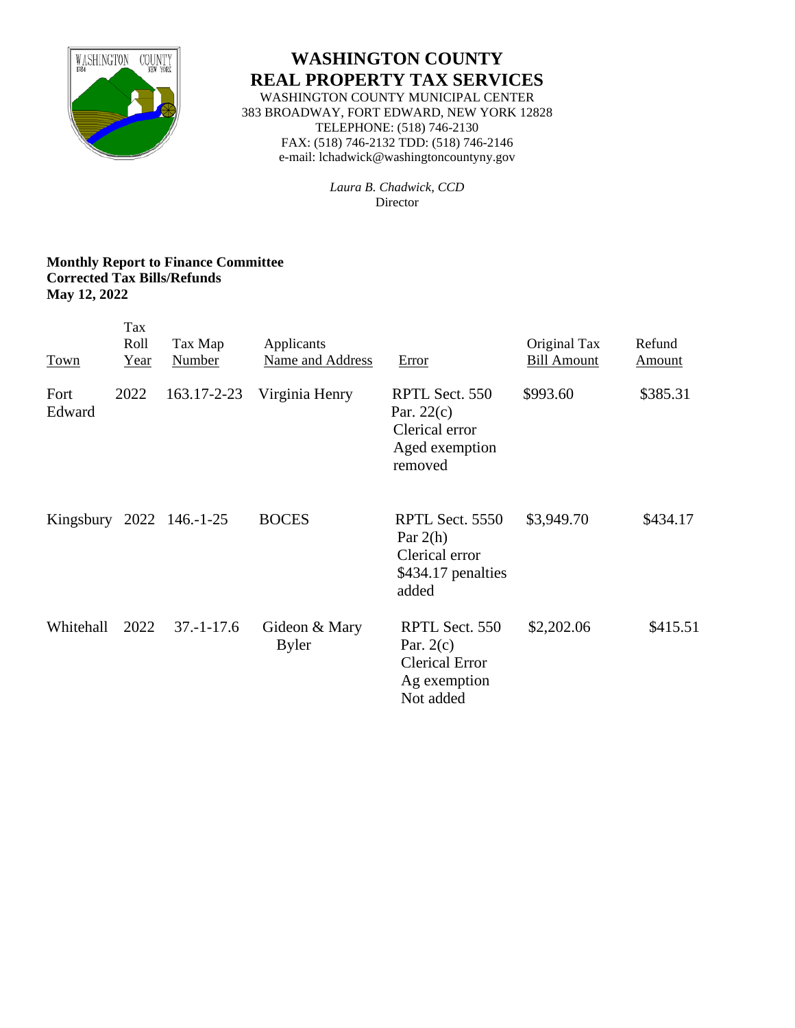# WASHINGTON COUNTY
## REAL PROPERTY TAX SERVICES

WASHINGTON COUNTY MUNICIPAL CENTER
383 BROADWAY, FORT EDWARD, NEW YORK 12828
TELEPHONE: (518) 746-2130
FAX: (518) 746-2132 TDD: (518) 746-2146
e-mail: lchadwick@washingtoncountyny.gov

*Laura B. Chadwick, CCD*
Director

**Monthly Report to Finance Committee**
**Corrected Tax Bills/Refunds**
**May 12, 2022**

| Town | Tax Roll Year | Tax Map Number | Applicants Name and Address | Error | Original Tax Bill Amount | Refund Amount |
|---|---|---|---|---|---|---|
| Fort Edward | 2022 | 163.17-2-23 | Virginia Henry | RPTL Sect. 550 Par. 22(c) Clerical error Aged exemption removed | $993.60 | $385.31 |
| Kingsbury | 2022 | 146.-1-25 | BOCES | RPTL Sect. 5550 Par 2(h) Clerical error $434.17 penalties added | $3,949.70 | $434.17 |
| Whitehall | 2022 | 37.-1-17.6 | Gideon & Mary Byler | RPTL Sect. 550 Par. 2(c) Clerical Error Ag exemption Not added | $2,202.06 | $415.51 |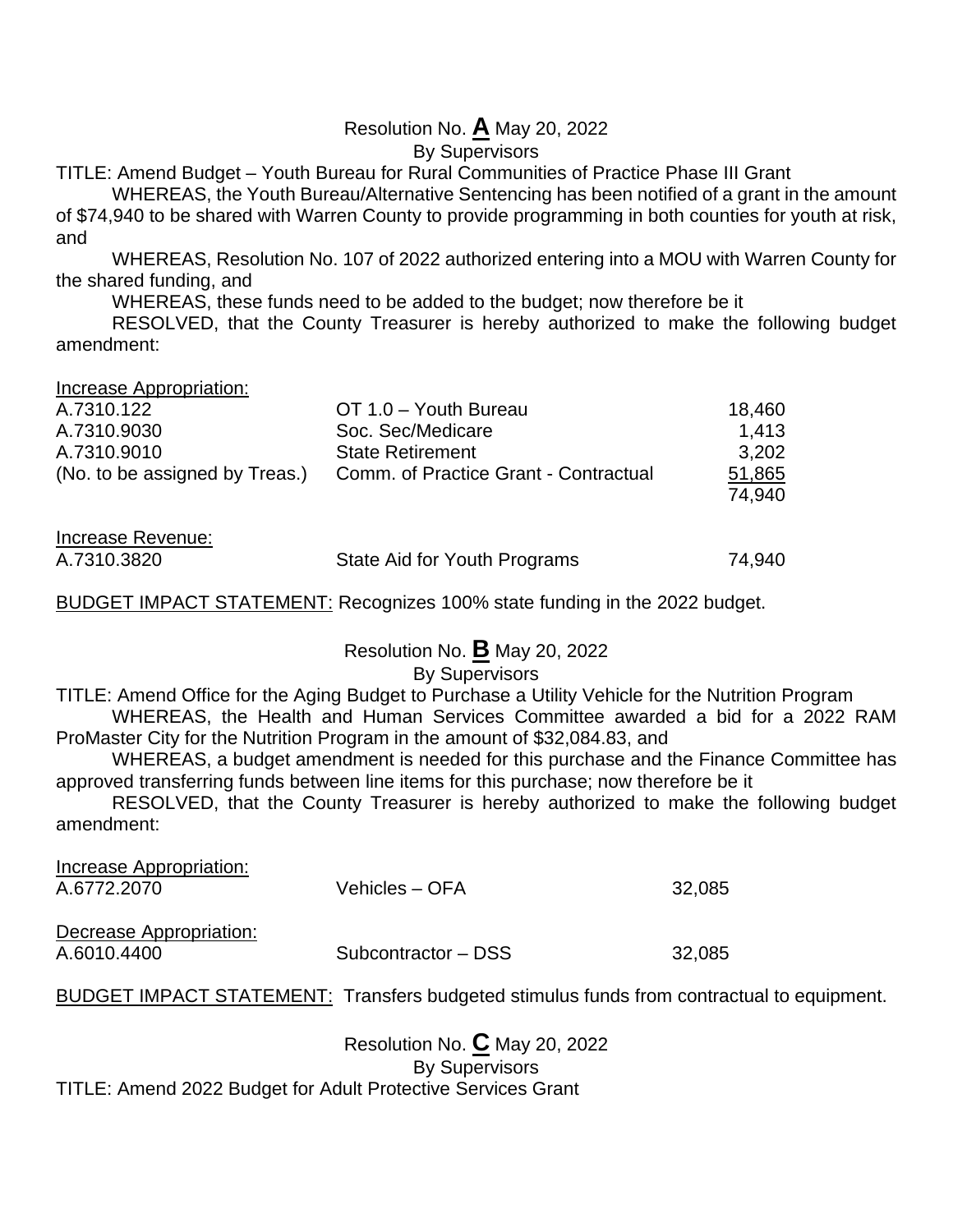Resolution No. **A** May 20, 2022

By Supervisors

TITLE: Amend Budget – Youth Bureau for Rural Communities of Practice Phase III Grant

WHEREAS, the Youth Bureau/Alternative Sentencing has been notified of a grant in the amount of $74,940 to be shared with Warren County to provide programming in both counties for youth at risk, and

WHEREAS, Resolution No. 107 of 2022 authorized entering into a MOU with Warren County for the shared funding, and

WHEREAS, these funds need to be added to the budget; now therefore be it

RESOLVED, that the County Treasurer is hereby authorized to make the following budget amendment:

Increase Appropriation:

| | | |
|---|---|---|
| A.7310.122 | OT 1.0 – Youth Bureau | 18,460 |
| A.7310.9030 | Soc. Sec/Medicare | 1,413 |
| A.7310.9010 | State Retirement | 3,202 |
| (No. to be assigned by Treas.) | Comm. of Practice Grant - Contractual | 51,865 |
| | | 74,940 |

Increase Revenue:

| | | |
|---|---|---|
| A.7310.3820 | State Aid for Youth Programs | 74,940 |

BUDGET IMPACT STATEMENT: Recognizes 100% state funding in the 2022 budget.

Resolution No. **B** May 20, 2022

By Supervisors

TITLE: Amend Office for the Aging Budget to Purchase a Utility Vehicle for the Nutrition Program

WHEREAS, the Health and Human Services Committee awarded a bid for a 2022 RAM ProMaster City for the Nutrition Program in the amount of $32,084.83, and

WHEREAS, a budget amendment is needed for this purchase and the Finance Committee has approved transferring funds between line items for this purchase; now therefore be it

RESOLVED, that the County Treasurer is hereby authorized to make the following budget amendment:

Increase Appropriation:

| | | |
|---|---|---|
| A.6772.2070 | Vehicles – OFA | 32,085 |

Decrease Appropriation:

| | | |
|---|---|---|
| A.6010.4400 | Subcontractor – DSS | 32,085 |

BUDGET IMPACT STATEMENT: Transfers budgeted stimulus funds from contractual to equipment.

Resolution No. **C** May 20, 2022

By Supervisors

TITLE: Amend 2022 Budget for Adult Protective Services Grant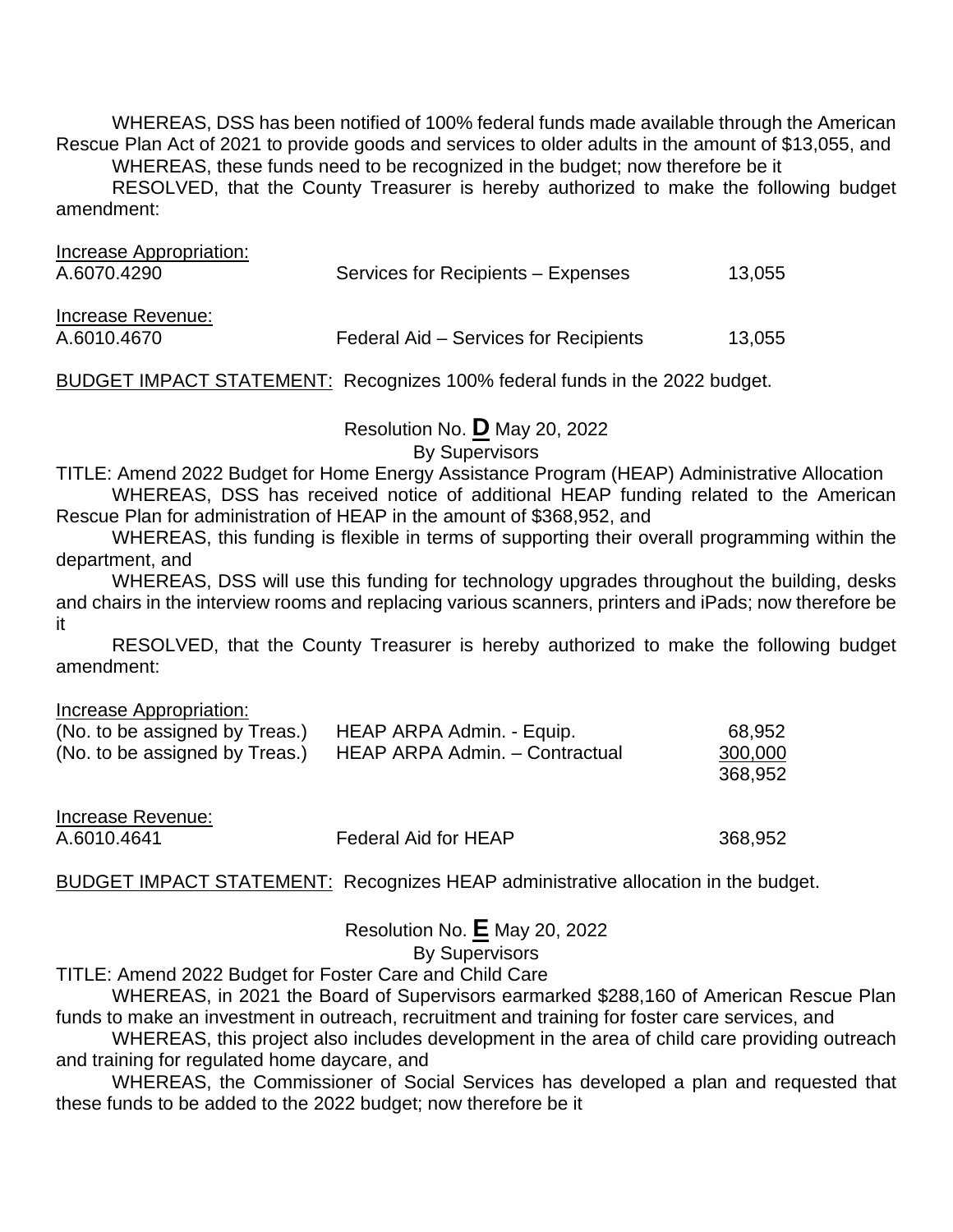WHEREAS, DSS has been notified of 100% federal funds made available through the American Rescue Plan Act of 2021 to provide goods and services to older adults in the amount of $13,055, and

WHEREAS, these funds need to be recognized in the budget; now therefore be it

RESOLVED, that the County Treasurer is hereby authorized to make the following budget amendment:

<u>Increase Appropriation:</u>

| | | |
|---|---|---|
| A.6070.4290 | Services for Recipients – Expenses | 13,055 |

<u>Increase Revenue:</u>

| | | |
|---|---|---|
| A.6010.4670 | Federal Aid – Services for Recipients | 13,055 |

<u>BUDGET IMPACT STATEMENT:</u> Recognizes 100% federal funds in the 2022 budget.

Resolution No. **D** May 20, 2022
By Supervisors

TITLE: Amend 2022 Budget for Home Energy Assistance Program (HEAP) Administrative Allocation

WHEREAS, DSS has received notice of additional HEAP funding related to the American Rescue Plan for administration of HEAP in the amount of $368,952, and

WHEREAS, this funding is flexible in terms of supporting their overall programming within the department, and

WHEREAS, DSS will use this funding for technology upgrades throughout the building, desks and chairs in the interview rooms and replacing various scanners, printers and iPads; now therefore be it

RESOLVED, that the County Treasurer is hereby authorized to make the following budget amendment:

<u>Increase Appropriation:</u>

| | | |
|---|---|---|
| (No. to be assigned by Treas.) | HEAP ARPA Admin. - Equip. | 68,952 |
| (No. to be assigned by Treas.) | HEAP ARPA Admin. – Contractual | <u>300,000</u> |
| | | 368,952 |

<u>Increase Revenue:</u>

| | | |
|---|---|---|
| A.6010.4641 | Federal Aid for HEAP | 368,952 |

<u>BUDGET IMPACT STATEMENT:</u> Recognizes HEAP administrative allocation in the budget.

Resolution No. **E** May 20, 2022
By Supervisors

TITLE: Amend 2022 Budget for Foster Care and Child Care

WHEREAS, in 2021 the Board of Supervisors earmarked $288,160 of American Rescue Plan funds to make an investment in outreach, recruitment and training for foster care services, and

WHEREAS, this project also includes development in the area of child care providing outreach and training for regulated home daycare, and

WHEREAS, the Commissioner of Social Services has developed a plan and requested that these funds to be added to the 2022 budget; now therefore be it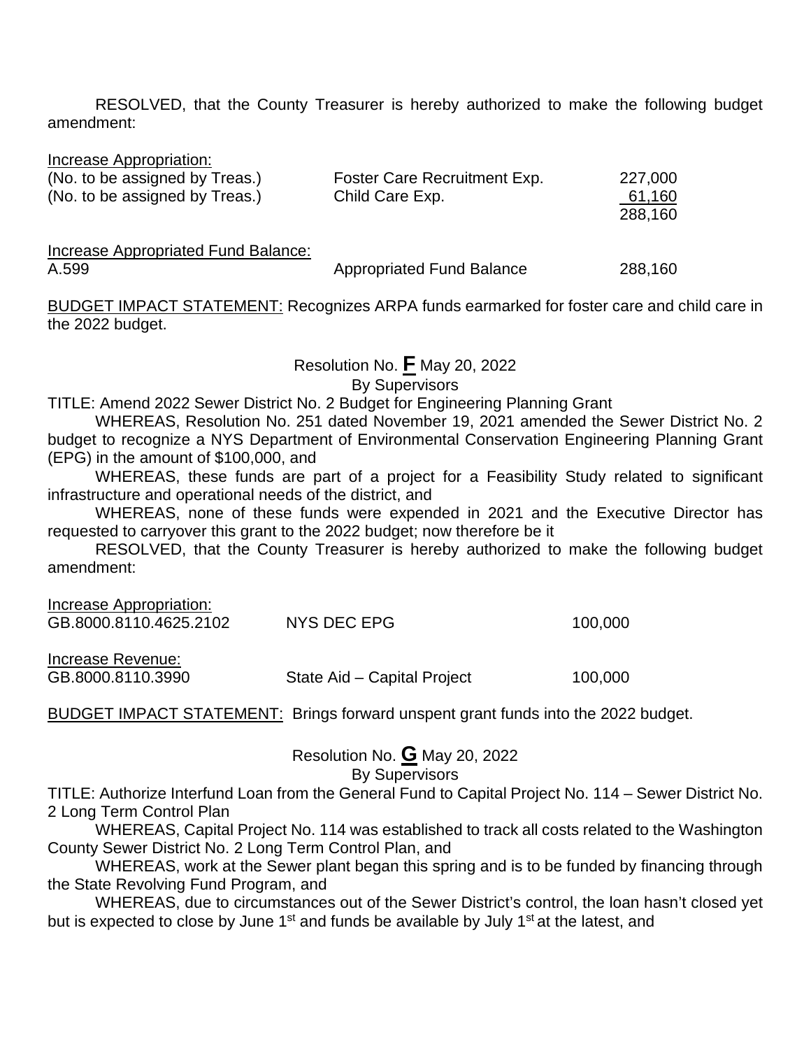RESOLVED, that the County Treasurer is hereby authorized to make the following budget amendment:

| Increase Appropriation: | | |
|---|---|---|
| (No. to be assigned by Treas.) | Foster Care Recruitment Exp. | 227,000 |
| (No. to be assigned by Treas.) | Child Care Exp. | 61,160 |
| | | 288,160 |

| Increase Appropriated Fund Balance: | | |
|---|---|---|
| A.599 | Appropriated Fund Balance | 288,160 |

BUDGET IMPACT STATEMENT: Recognizes ARPA funds earmarked for foster care and child care in the 2022 budget.

Resolution No. **F** May 20, 2022
By Supervisors

TITLE: Amend 2022 Sewer District No. 2 Budget for Engineering Planning Grant

WHEREAS, Resolution No. 251 dated November 19, 2021 amended the Sewer District No. 2 budget to recognize a NYS Department of Environmental Conservation Engineering Planning Grant (EPG) in the amount of $100,000, and

WHEREAS, these funds are part of a project for a Feasibility Study related to significant infrastructure and operational needs of the district, and

WHEREAS, none of these funds were expended in 2021 and the Executive Director has requested to carryover this grant to the 2022 budget; now therefore be it

RESOLVED, that the County Treasurer is hereby authorized to make the following budget amendment:

| Increase Appropriation: | | |
|---|---|---|
| GB.8000.8110.4625.2102 | NYS DEC EPG | 100,000 |

| Increase Revenue: | | |
|---|---|---|
| GB.8000.8110.3990 | State Aid – Capital Project | 100,000 |

BUDGET IMPACT STATEMENT: Brings forward unspent grant funds into the 2022 budget.

Resolution No. **G** May 20, 2022
By Supervisors

TITLE: Authorize Interfund Loan from the General Fund to Capital Project No. 114 – Sewer District No. 2 Long Term Control Plan

WHEREAS, Capital Project No. 114 was established to track all costs related to the Washington County Sewer District No. 2 Long Term Control Plan, and

WHEREAS, work at the Sewer plant began this spring and is to be funded by financing through the State Revolving Fund Program, and

WHEREAS, due to circumstances out of the Sewer District's control, the loan hasn't closed yet but is expected to close by June 1st and funds be available by July 1st at the latest, and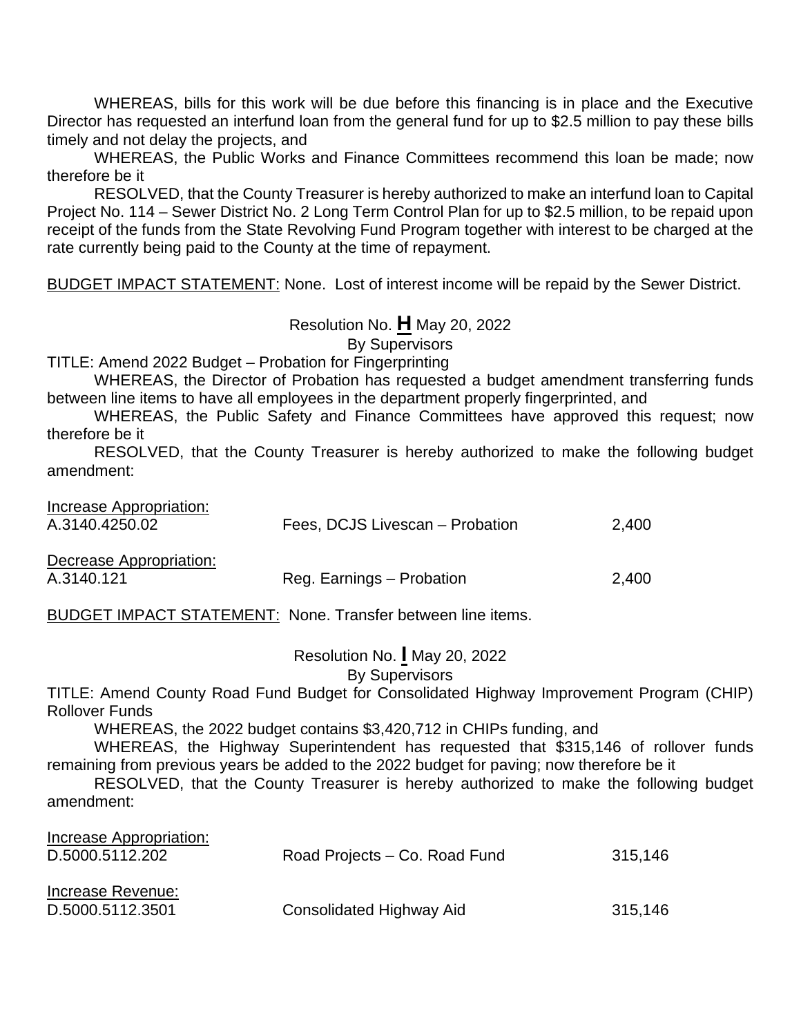WHEREAS, bills for this work will be due before this financing is in place and the Executive Director has requested an interfund loan from the general fund for up to $2.5 million to pay these bills timely and not delay the projects, and

WHEREAS, the Public Works and Finance Committees recommend this loan be made; now therefore be it

RESOLVED, that the County Treasurer is hereby authorized to make an interfund loan to Capital Project No. 114 – Sewer District No. 2 Long Term Control Plan for up to $2.5 million, to be repaid upon receipt of the funds from the State Revolving Fund Program together with interest to be charged at the rate currently being paid to the County at the time of repayment.

BUDGET IMPACT STATEMENT: None. Lost of interest income will be repaid by the Sewer District.

Resolution No. **H** May 20, 2022
By Supervisors

TITLE: Amend 2022 Budget – Probation for Fingerprinting

WHEREAS, the Director of Probation has requested a budget amendment transferring funds between line items to have all employees in the department properly fingerprinted, and

WHEREAS, the Public Safety and Finance Committees have approved this request; now therefore be it

RESOLVED, that the County Treasurer is hereby authorized to make the following budget amendment:

| | | |
|---|---|---|
| Increase Appropriation: | | |
| A.3140.4250.02 | Fees, DCJS Livescan – Probation | 2,400 |
| Decrease Appropriation: | | |
| A.3140.121 | Reg. Earnings – Probation | 2,400 |

BUDGET IMPACT STATEMENT: None. Transfer between line items.

Resolution No. **I** May 20, 2022
By Supervisors

TITLE: Amend County Road Fund Budget for Consolidated Highway Improvement Program (CHIP) Rollover Funds

WHEREAS, the 2022 budget contains $3,420,712 in CHIPs funding, and

WHEREAS, the Highway Superintendent has requested that $315,146 of rollover funds remaining from previous years be added to the 2022 budget for paving; now therefore be it

RESOLVED, that the County Treasurer is hereby authorized to make the following budget amendment:

| | | |
|---|---|---|
| Increase Appropriation: | | |
| D.5000.5112.202 | Road Projects – Co. Road Fund | 315,146 |
| Increase Revenue: | | |
| D.5000.5112.3501 | Consolidated Highway Aid | 315,146 |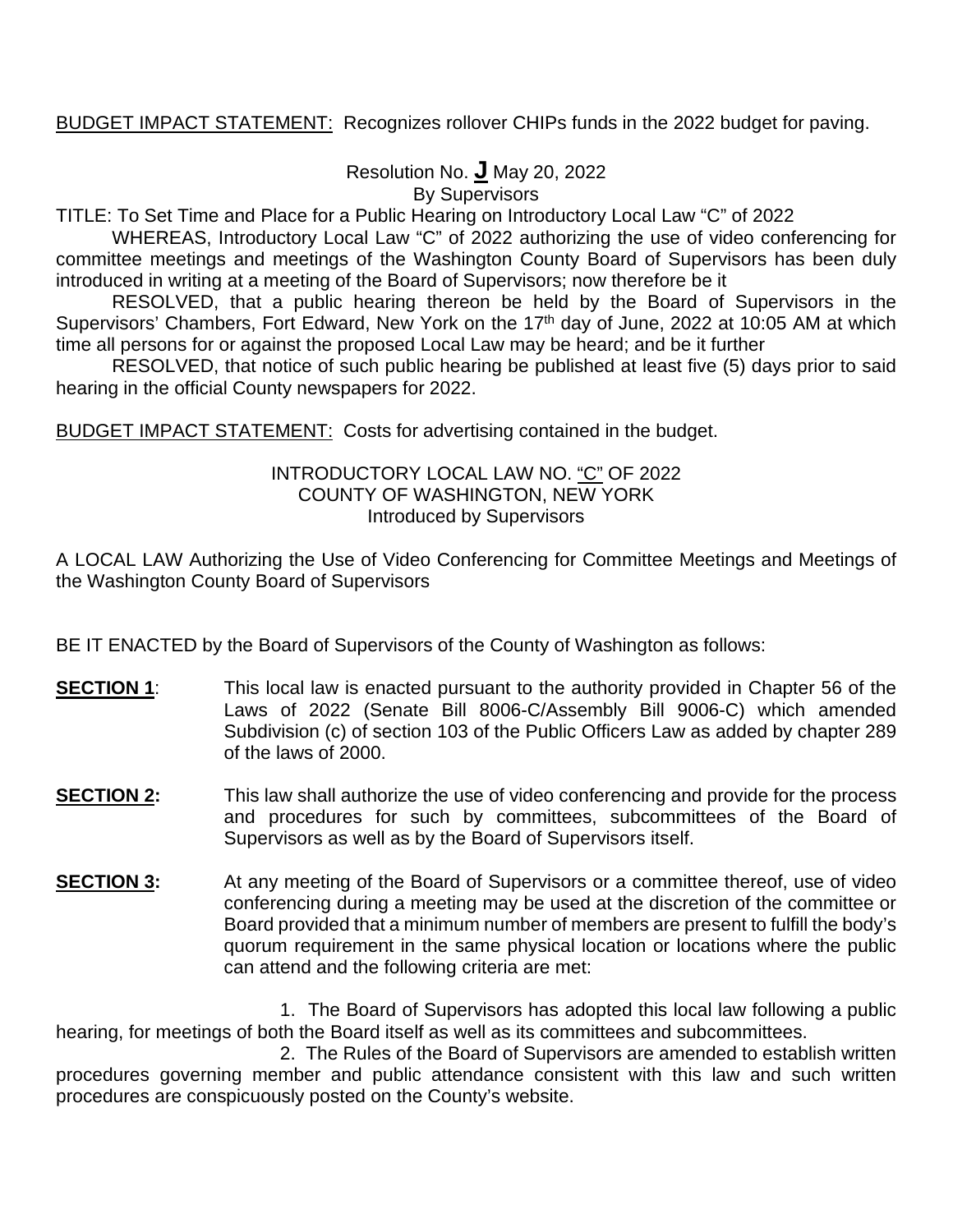BUDGET IMPACT STATEMENT: Recognizes rollover CHIPs funds in the 2022 budget for paving.

Resolution No. **J** May 20, 2022
By Supervisors

TITLE: To Set Time and Place for a Public Hearing on Introductory Local Law "C" of 2022

WHEREAS, Introductory Local Law "C" of 2022 authorizing the use of video conferencing for committee meetings and meetings of the Washington County Board of Supervisors has been duly introduced in writing at a meeting of the Board of Supervisors; now therefore be it

RESOLVED, that a public hearing thereon be held by the Board of Supervisors in the Supervisors' Chambers, Fort Edward, New York on the 17th day of June, 2022 at 10:05 AM at which time all persons for or against the proposed Local Law may be heard; and be it further

RESOLVED, that notice of such public hearing be published at least five (5) days prior to said hearing in the official County newspapers for 2022.

BUDGET IMPACT STATEMENT: Costs for advertising contained in the budget.

INTRODUCTORY LOCAL LAW NO. "C" OF 2022
COUNTY OF WASHINGTON, NEW YORK
Introduced by Supervisors

A LOCAL LAW Authorizing the Use of Video Conferencing for Committee Meetings and Meetings of the Washington County Board of Supervisors

BE IT ENACTED by the Board of Supervisors of the County of Washington as follows:

**SECTION 1**: This local law is enacted pursuant to the authority provided in Chapter 56 of the Laws of 2022 (Senate Bill 8006-C/Assembly Bill 9006-C) which amended Subdivision (c) of section 103 of the Public Officers Law as added by chapter 289 of the laws of 2000.

**SECTION 2:** This law shall authorize the use of video conferencing and provide for the process and procedures for such by committees, subcommittees of the Board of Supervisors as well as by the Board of Supervisors itself.

**SECTION 3:** At any meeting of the Board of Supervisors or a committee thereof, use of video conferencing during a meeting may be used at the discretion of the committee or Board provided that a minimum number of members are present to fulfill the body's quorum requirement in the same physical location or locations where the public can attend and the following criteria are met:

1. The Board of Supervisors has adopted this local law following a public hearing, for meetings of both the Board itself as well as its committees and subcommittees.

2. The Rules of the Board of Supervisors are amended to establish written procedures governing member and public attendance consistent with this law and such written procedures are conspicuously posted on the County's website.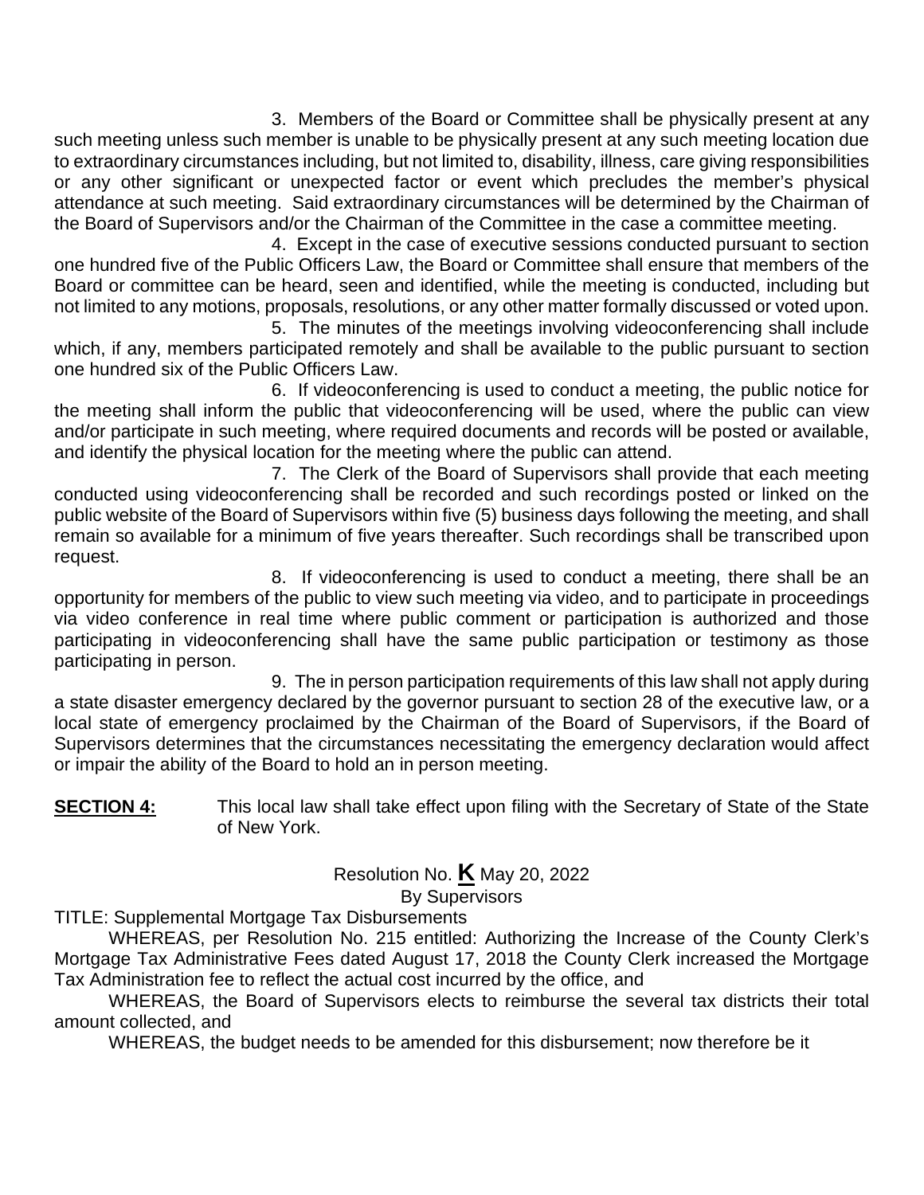3. Members of the Board or Committee shall be physically present at any such meeting unless such member is unable to be physically present at any such meeting location due to extraordinary circumstances including, but not limited to, disability, illness, care giving responsibilities or any other significant or unexpected factor or event which precludes the member's physical attendance at such meeting. Said extraordinary circumstances will be determined by the Chairman of the Board of Supervisors and/or the Chairman of the Committee in the case a committee meeting.

4. Except in the case of executive sessions conducted pursuant to section one hundred five of the Public Officers Law, the Board or Committee shall ensure that members of the Board or committee can be heard, seen and identified, while the meeting is conducted, including but not limited to any motions, proposals, resolutions, or any other matter formally discussed or voted upon.

5. The minutes of the meetings involving videoconferencing shall include which, if any, members participated remotely and shall be available to the public pursuant to section one hundred six of the Public Officers Law.

6. If videoconferencing is used to conduct a meeting, the public notice for the meeting shall inform the public that videoconferencing will be used, where the public can view and/or participate in such meeting, where required documents and records will be posted or available, and identify the physical location for the meeting where the public can attend.

7. The Clerk of the Board of Supervisors shall provide that each meeting conducted using videoconferencing shall be recorded and such recordings posted or linked on the public website of the Board of Supervisors within five (5) business days following the meeting, and shall remain so available for a minimum of five years thereafter. Such recordings shall be transcribed upon request.

8. If videoconferencing is used to conduct a meeting, there shall be an opportunity for members of the public to view such meeting via video, and to participate in proceedings via video conference in real time where public comment or participation is authorized and those participating in videoconferencing shall have the same public participation or testimony as those participating in person.

9. The in person participation requirements of this law shall not apply during a state disaster emergency declared by the governor pursuant to section 28 of the executive law, or a local state of emergency proclaimed by the Chairman of the Board of Supervisors, if the Board of Supervisors determines that the circumstances necessitating the emergency declaration would affect or impair the ability of the Board to hold an in person meeting.

**SECTION 4:** This local law shall take effect upon filing with the Secretary of State of the State of New York.

Resolution No. **K** May 20, 2022
By Supervisors

TITLE: Supplemental Mortgage Tax Disbursements

WHEREAS, per Resolution No. 215 entitled: Authorizing the Increase of the County Clerk's Mortgage Tax Administrative Fees dated August 17, 2018 the County Clerk increased the Mortgage Tax Administration fee to reflect the actual cost incurred by the office, and

WHEREAS, the Board of Supervisors elects to reimburse the several tax districts their total amount collected, and

WHEREAS, the budget needs to be amended for this disbursement; now therefore be it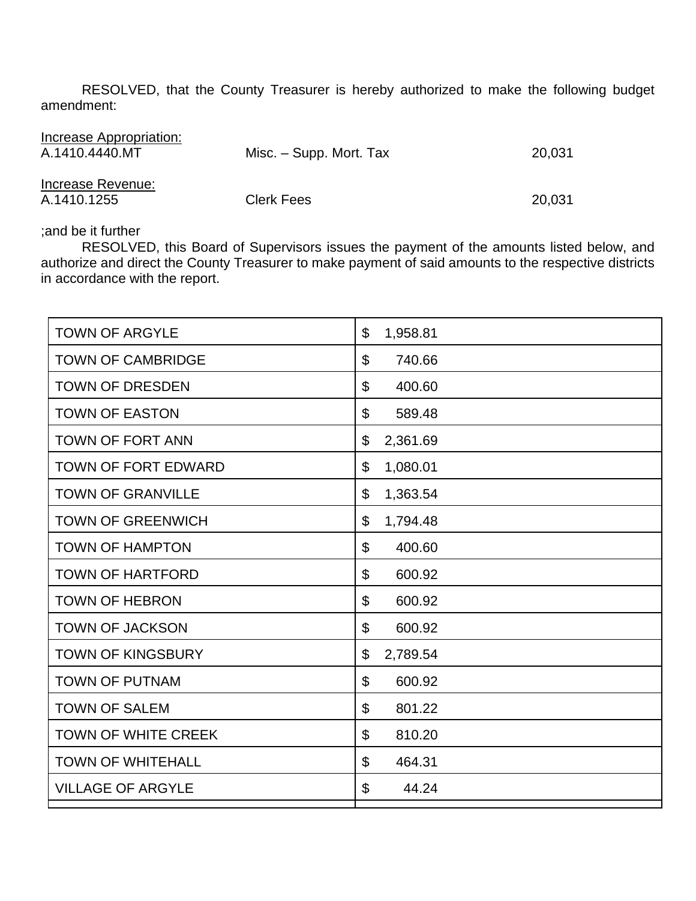RESOLVED, that the County Treasurer is hereby authorized to make the following budget amendment:

Increase Appropriation:

| | | |
|---|---|---|
| A.1410.4440.MT | Misc. – Supp. Mort. Tax | 20,031 |

Increase Revenue:

| | | |
|---|---|---|
| A.1410.1255 | Clerk Fees | 20,031 |

;and be it further

RESOLVED, this Board of Supervisors issues the payment of the amounts listed below, and authorize and direct the County Treasurer to make payment of said amounts to the respective districts in accordance with the report.

| | |
|---|---|
| TOWN OF ARGYLE | $ 1,958.81 |
| TOWN OF CAMBRIDGE | $ 740.66 |
| TOWN OF DRESDEN | $ 400.60 |
| TOWN OF EASTON | $ 589.48 |
| TOWN OF FORT ANN | $ 2,361.69 |
| TOWN OF FORT EDWARD | $ 1,080.01 |
| TOWN OF GRANVILLE | $ 1,363.54 |
| TOWN OF GREENWICH | $ 1,794.48 |
| TOWN OF HAMPTON | $ 400.60 |
| TOWN OF HARTFORD | $ 600.92 |
| TOWN OF HEBRON | $ 600.92 |
| TOWN OF JACKSON | $ 600.92 |
| TOWN OF KINGSBURY | $ 2,789.54 |
| TOWN OF PUTNAM | $ 600.92 |
| TOWN OF SALEM | $ 801.22 |
| TOWN OF WHITE CREEK | $ 810.20 |
| TOWN OF WHITEHALL | $ 464.31 |
| VILLAGE OF ARGYLE | $ 44.24 |
| | |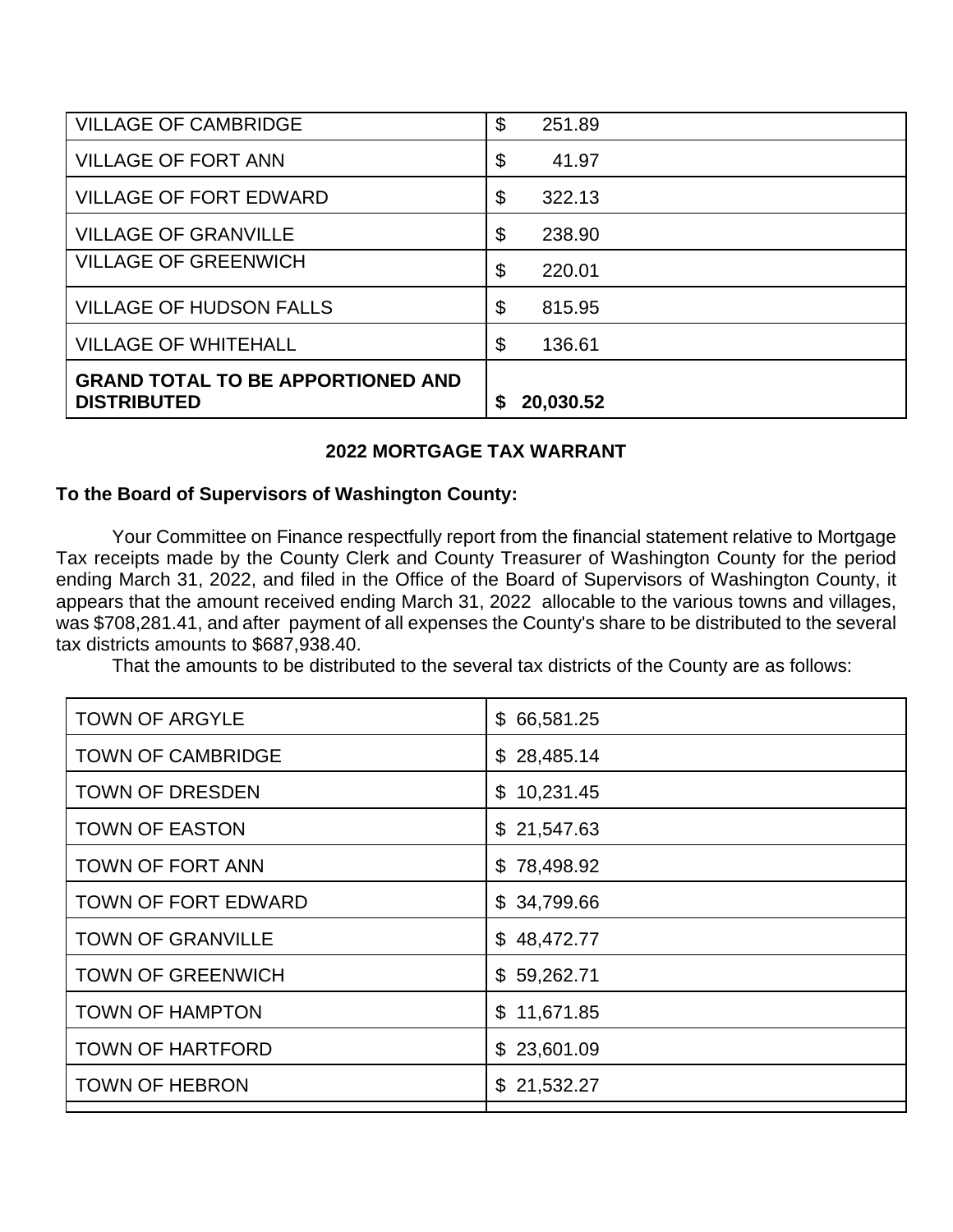| | |
|---|---|
| VILLAGE OF CAMBRIDGE | $ 251.89 |
| VILLAGE OF FORT ANN | $ 41.97 |
| VILLAGE OF FORT EDWARD | $ 322.13 |
| VILLAGE OF GRANVILLE | $ 238.90 |
| VILLAGE OF GREENWICH | $ 220.01 |
| VILLAGE OF HUDSON FALLS | $ 815.95 |
| VILLAGE OF WHITEHALL | $ 136.61 |
| **GRAND TOTAL TO BE APPORTIONED AND DISTRIBUTED** | **$ 20,030.52** |

**2022 MORTGAGE TAX WARRANT**

**To the Board of Supervisors of Washington County:**

Your Committee on Finance respectfully report from the financial statement relative to Mortgage Tax receipts made by the County Clerk and County Treasurer of Washington County for the period ending March 31, 2022, and filed in the Office of the Board of Supervisors of Washington County, it appears that the amount received ending March 31, 2022 allocable to the various towns and villages, was $708,281.41, and after payment of all expenses the County's share to be distributed to the several tax districts amounts to $687,938.40.

That the amounts to be distributed to the several tax districts of the County are as follows:

| | |
|---|---|
| TOWN OF ARGYLE | $ 66,581.25 |
| TOWN OF CAMBRIDGE | $ 28,485.14 |
| TOWN OF DRESDEN | $ 10,231.45 |
| TOWN OF EASTON | $ 21,547.63 |
| TOWN OF FORT ANN | $ 78,498.92 |
| TOWN OF FORT EDWARD | $ 34,799.66 |
| TOWN OF GRANVILLE | $ 48,472.77 |
| TOWN OF GREENWICH | $ 59,262.71 |
| TOWN OF HAMPTON | $ 11,671.85 |
| TOWN OF HARTFORD | $ 23,601.09 |
| TOWN OF HEBRON | $ 21,532.27 |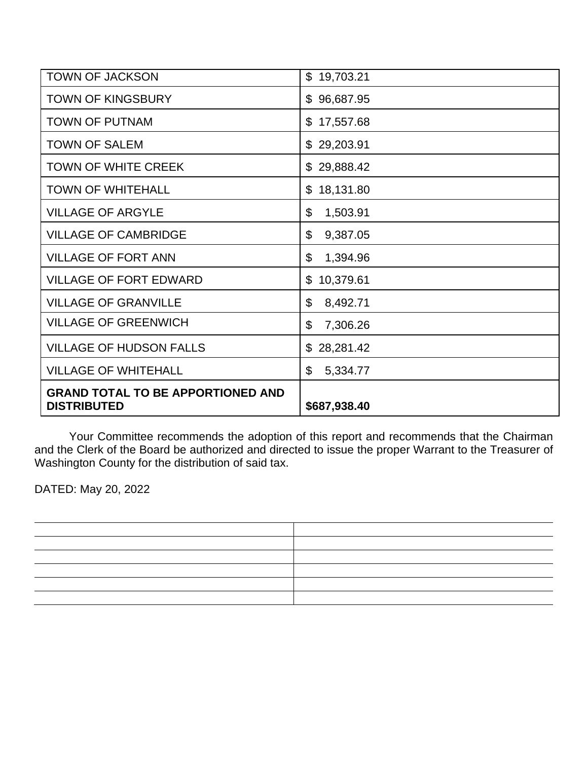| | |
|---|---|
| TOWN OF JACKSON | $ 19,703.21 |
| TOWN OF KINGSBURY | $ 96,687.95 |
| TOWN OF PUTNAM | $ 17,557.68 |
| TOWN OF SALEM | $ 29,203.91 |
| TOWN OF WHITE CREEK | $ 29,888.42 |
| TOWN OF WHITEHALL | $ 18,131.80 |
| VILLAGE OF ARGYLE | $ 1,503.91 |
| VILLAGE OF CAMBRIDGE | $ 9,387.05 |
| VILLAGE OF FORT ANN | $ 1,394.96 |
| VILLAGE OF FORT EDWARD | $ 10,379.61 |
| VILLAGE OF GRANVILLE | $ 8,492.71 |
| VILLAGE OF GREENWICH | $ 7,306.26 |
| VILLAGE OF HUDSON FALLS | $ 28,281.42 |
| VILLAGE OF WHITEHALL | $ 5,334.77 |
| **GRAND TOTAL TO BE APPORTIONED AND DISTRIBUTED** | **$687,938.40** |

Your Committee recommends the adoption of this report and recommends that the Chairman and the Clerk of the Board be authorized and directed to issue the proper Warrant to the Treasurer of Washington County for the distribution of said tax.

DATED: May 20, 2022